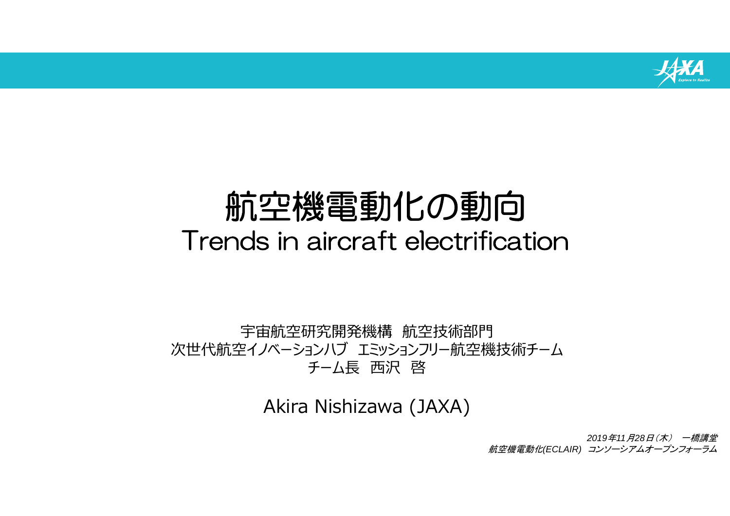# 航空機電動化の動向

## Trends in aircraft electrification

宇宙航空研究開発機構　航空技術部門
次世代航空イノベーションハブ　エミッションフリー航空機技術チーム
チーム長　西沢　啓

Akira Nishizawa (JAXA)

*2019年11月28日（木）　一橋講堂*
*航空機電動化(ECLAIR)　コンソーシアムオープンフォーラム*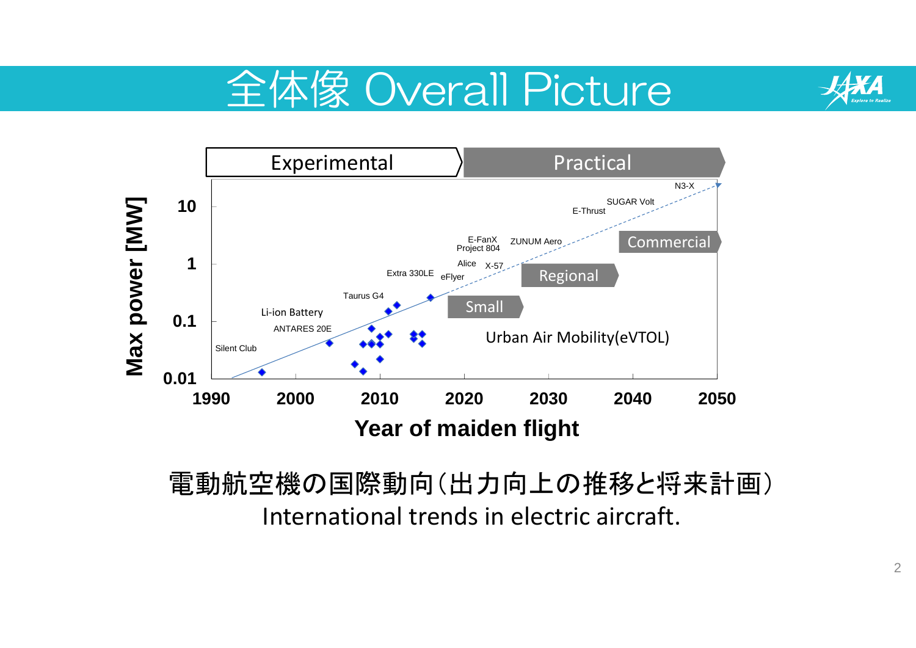# 全体像 Overall Picture

Experimental | Practical

Max power [MW]: 0.01, 0.1, 1, 10

Year of maiden flight: 1990, 2000, 2010, 2020, 2030, 2040, 2050

Silent Club, ANTARES 20E, Li-ion Battery, Taurus G4, Extra 330LE, eFlyer, Alice, X-57, E-FanX, Project 804, ZUNUM Aero, E-Thrust, SUGAR Volt, N3-X

Small, Regional, Commercial, Urban Air Mobility(eVTOL)

電動航空機の国際動向（出力向上の推移と将来計画）

International trends in electric aircraft.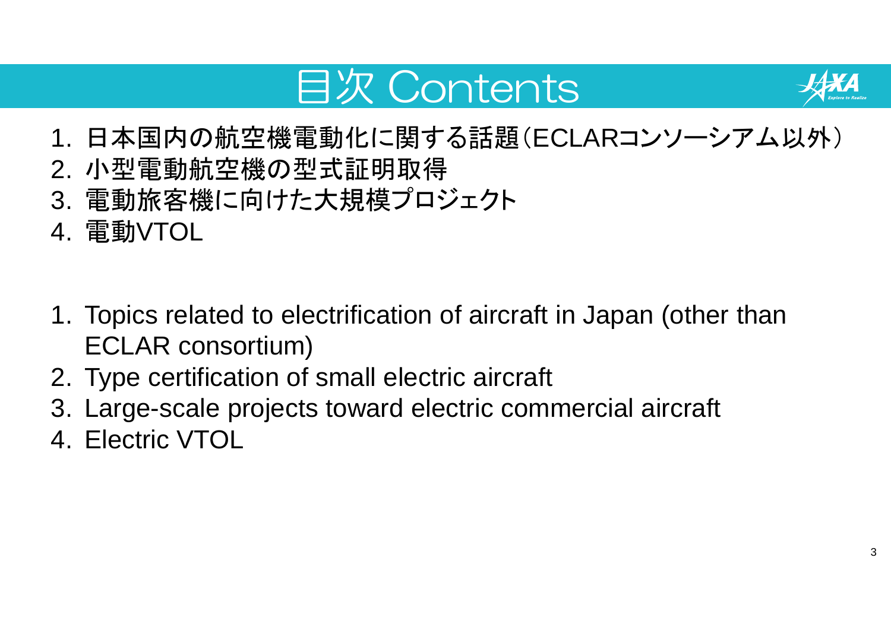# 目次 Contents

1. 日本国内の航空機電動化に関する話題（ECLARコンソーシアム以外）
2. 小型電動航空機の型式証明取得
3. 電動旅客機に向けた大規模プロジェクト
4. 電動VTOL

1. Topics related to electrification of aircraft in Japan (other than ECLAR consortium)
2. Type certification of small electric aircraft
3. Large-scale projects toward electric commercial aircraft
4. Electric VTOL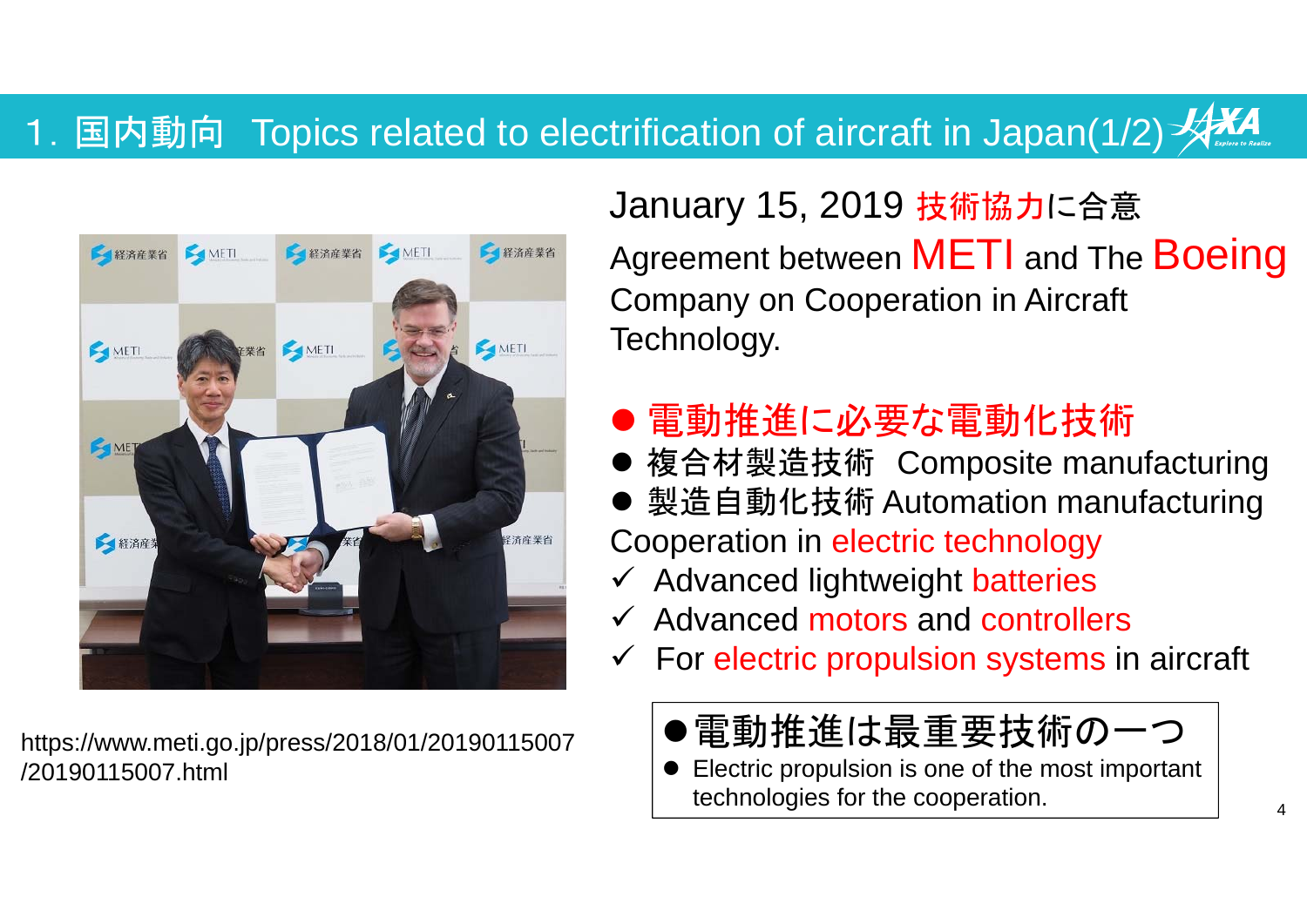# 1. 国内動向 Topics related to electrification of aircraft in Japan(1/2)

January 15, 2019 技術協力に合意

Agreement between METI and The Boeing Company on Cooperation in Aircraft Technology.

- 電動推進に必要な電動化技術
- 複合材製造技術 Composite manufacturing
- 製造自動化技術 Automation manufacturing

Cooperation in electric technology

- ✓ Advanced lightweight batteries
- ✓ Advanced motors and controllers
- ✓ For electric propulsion systems in aircraft

https://www.meti.go.jp/press/2018/01/20190115007/20190115007.html

> ●電動推進は最重要技術の一つ
> - Electric propulsion is one of the most important technologies for the cooperation.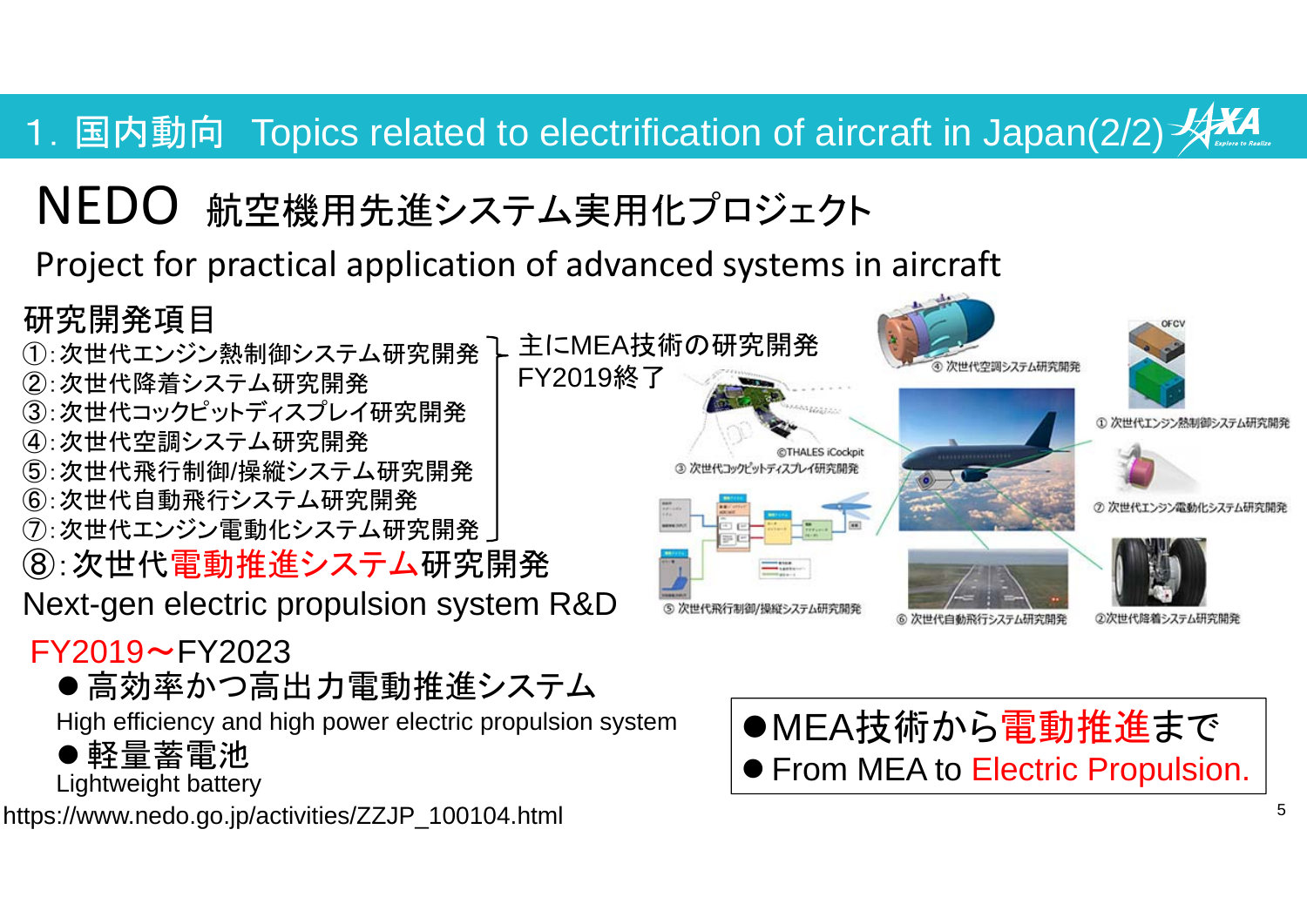# 1. 国内動向 Topics related to electrification of aircraft in Japan(2/2)

## NEDO 航空機用先進システム実用化プロジェクト

Project for practical application of advanced systems in aircraft

### 研究開発項目

①:次世代エンジン熱制御システム研究開発
②:次世代降着システム研究開発
③:次世代コックピットディスプレイ研究開発
④:次世代空調システム研究開発
⑤:次世代飛行制御/操縦システム研究開発
⑥:次世代自動飛行システム研究開発
⑦:次世代エンジン電動化システム研究開発

└ 主にMEA技術の研究開発 FY2019終了

**⑧:次世代電動推進システム研究開発**

Next-gen electric propulsion system R&D

FY2019～FY2023

- 高効率かつ高出力電動推進システム
  High efficiency and high power electric propulsion system
- 軽量蓄電池
  Lightweight battery

https://www.nedo.go.jp/activities/ZZJP_100104.html

- MEA技術から電動推進まで
- From MEA to Electric Propulsion.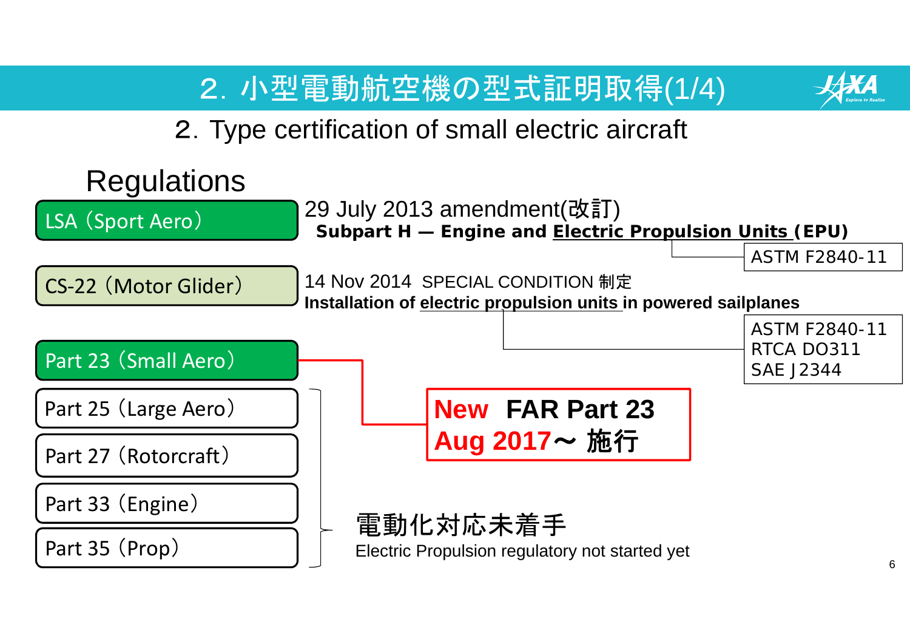# 2. 小型電動航空機の型式証明取得(1/4)

## 2. Type certification of small electric aircraft

### Regulations

- **LSA（Sport Aero）**
  - 29 July 2013 amendment(改訂)
  - **Subpart H — Engine and Electric Propulsion Units (EPU)**
  - ASTM F2840-11
- **CS-22（Motor Glider）**
  - 14 Nov 2014 SPECIAL CONDITION 制定
  - **Installation of electric propulsion units in powered sailplanes**
  - ASTM F2840-11
  - RTCA DO311
  - SAE J2344
- **Part 23（Small Aero）**
  - **New FAR Part 23**
  - **Aug 2017～ 施行**
- Part 25（Large Aero）
- Part 27（Rotorcraft）
- Part 33（Engine）
- Part 35（Prop）

Part 25, 27, 33, 35: 電動化対応未着手

Electric Propulsion regulatory not started yet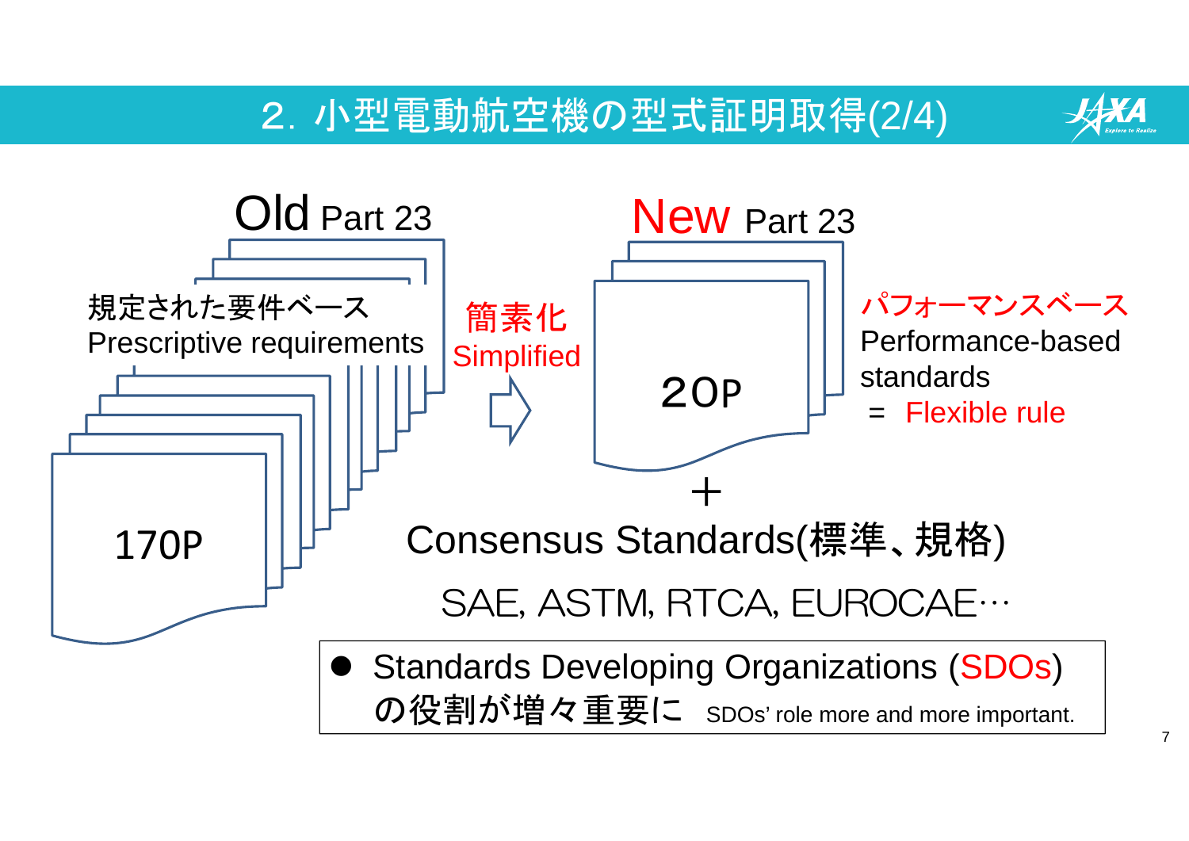# 2. 小型電動航空機の型式証明取得(2/4)

**Old** Part 23

規定された要件ベース
Prescriptive requirements

170P

簡素化
Simplified

⇨

**New** Part 23

20P

パフォーマンスベース
Performance-based standards
= Flexible rule

＋

Consensus Standards(標準、規格)

SAE, ASTM, RTCA, EUROCAE…

- Standards Developing Organizations (SDOs)の役割が増々重要に SDOs' role more and more important.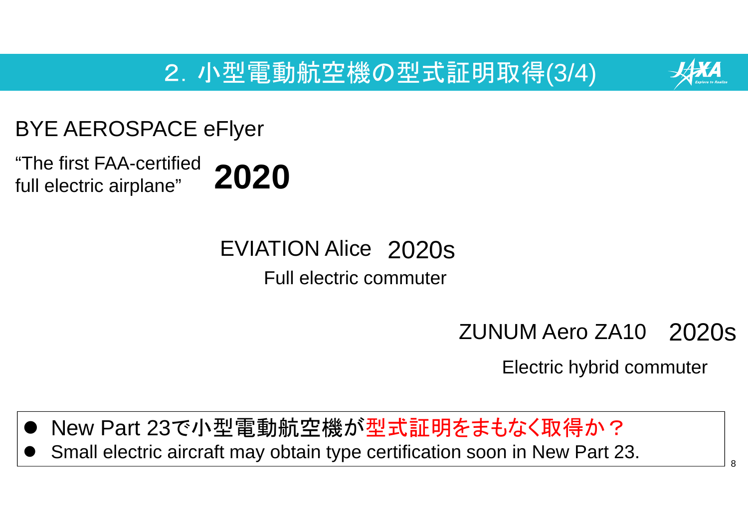# 2. 小型電動航空機の型式証明取得(3/4)

BYE AEROSPACE eFlyer

"The first FAA-certified full electric airplane" **2020**

EVIATION Alice 2020s

Full electric commuter

ZUNUM Aero ZA10 2020s

Electric hybrid commuter

- New Part 23で小型電動航空機が型式証明をまもなく取得か？
- Small electric aircraft may obtain type certification soon in New Part 23.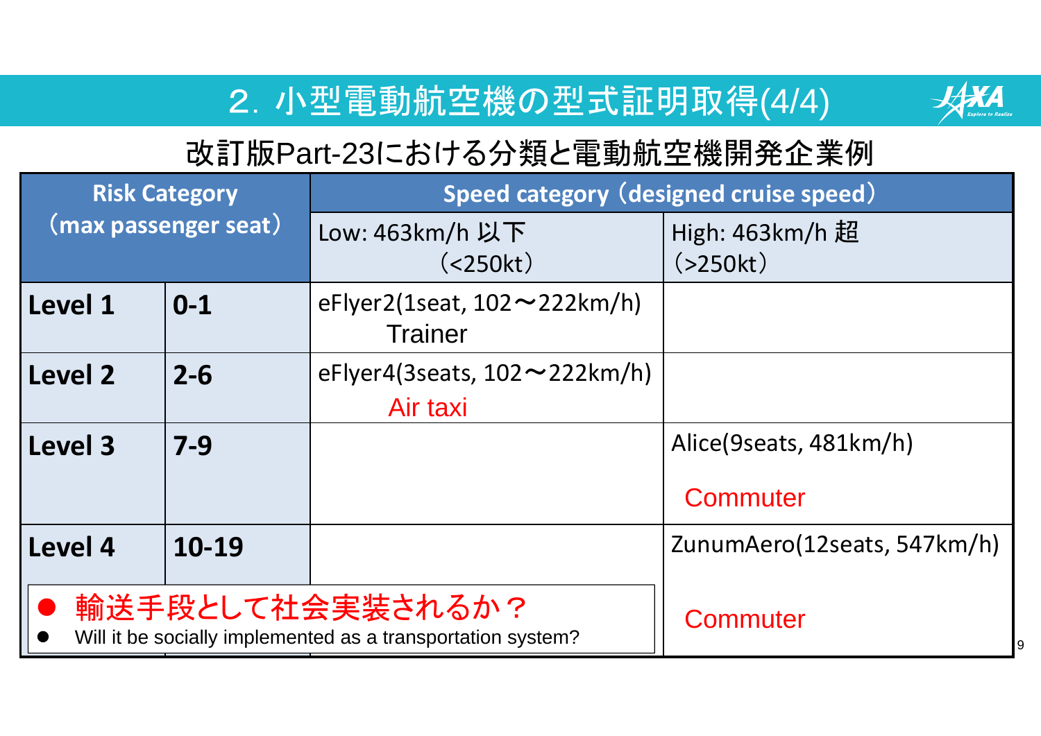# 2. 小型電動航空機の型式証明取得(4/4)

## 改訂版Part-23における分類と電動航空機開発企業例

| Risk Category（max passenger seat） | | Speed category（designed cruise speed） | |
|---|---|---|---|
| | | Low: 463km/h 以下（<250kt） | High: 463km/h 超（>250kt） |
| **Level 1** | **0-1** | eFlyer2(1seat, 102～222km/h) Trainer | |
| **Level 2** | **2-6** | eFlyer4(3seats, 102～222km/h) Air taxi | |
| **Level 3** | **7-9** | | Alice(9seats, 481km/h) Commuter |
| **Level 4** | **10-19** | | ZunumAero(12seats, 547km/h) Commuter |

- 輸送手段として社会実装されるか？
- Will it be socially implemented as a transportation system?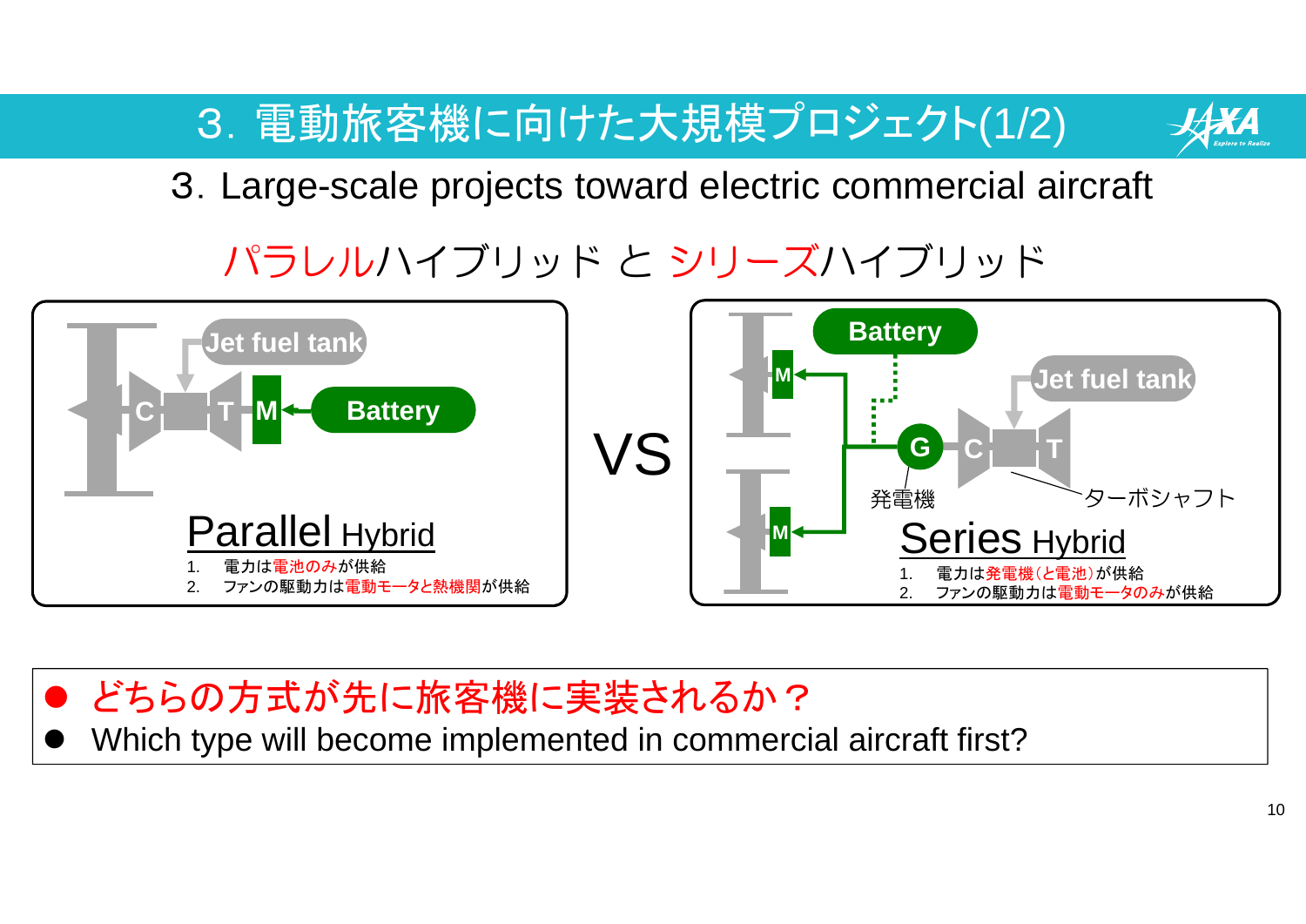# 3. 電動旅客機に向けた大規模プロジェクト(1/2)

## 3. Large-scale projects toward electric commercial aircraft

### パラレルハイブリッド と シリーズハイブリッド

Jet fuel tank
C T M Battery

**Parallel Hybrid**

1. 電力は電池のみが供給
2. ファンの駆動力は電動モータと熱機関が供給

VS

Battery
M
Jet fuel tank
G C T
発電機
ターボシャフト
M

**Series Hybrid**

1. 電力は発電機（と電池）が供給
2. ファンの駆動力は電動モータのみが供給

- どちらの方式が先に旅客機に実装されるか？
- Which type will become implemented in commercial aircraft first?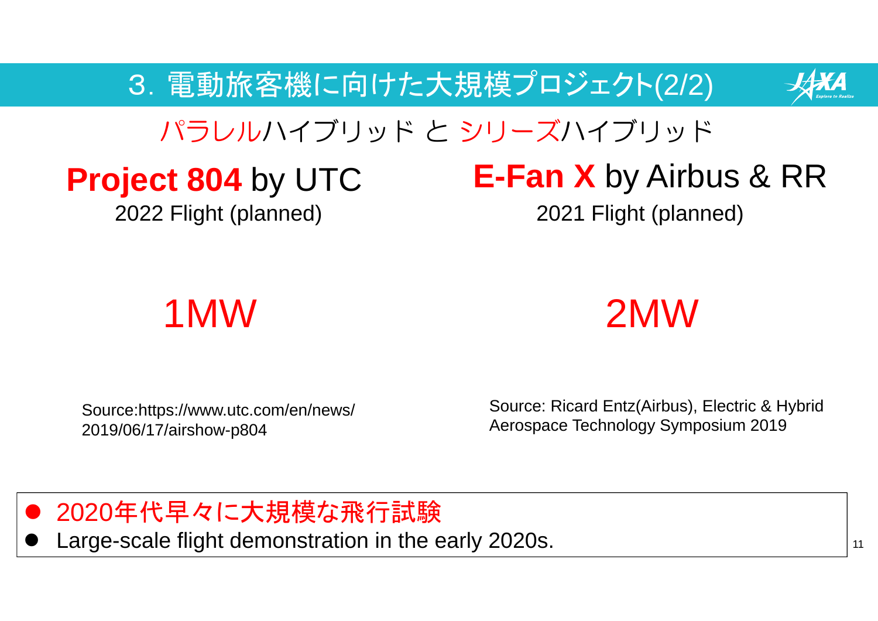# 3. 電動旅客機に向けた大規模プロジェクト(2/2)

パラレルハイブリッド と シリーズハイブリッド

**Project 804** by UTC

2022 Flight (planned)

1MW

Source:https://www.utc.com/en/news/2019/06/17/airshow-p804

**E-Fan X** by Airbus & RR

2021 Flight (planned)

2MW

Source: Ricard Entz(Airbus), Electric & Hybrid Aerospace Technology Symposium 2019

- 2020年代早々に大規模な飛行試験
- Large-scale flight demonstration in the early 2020s.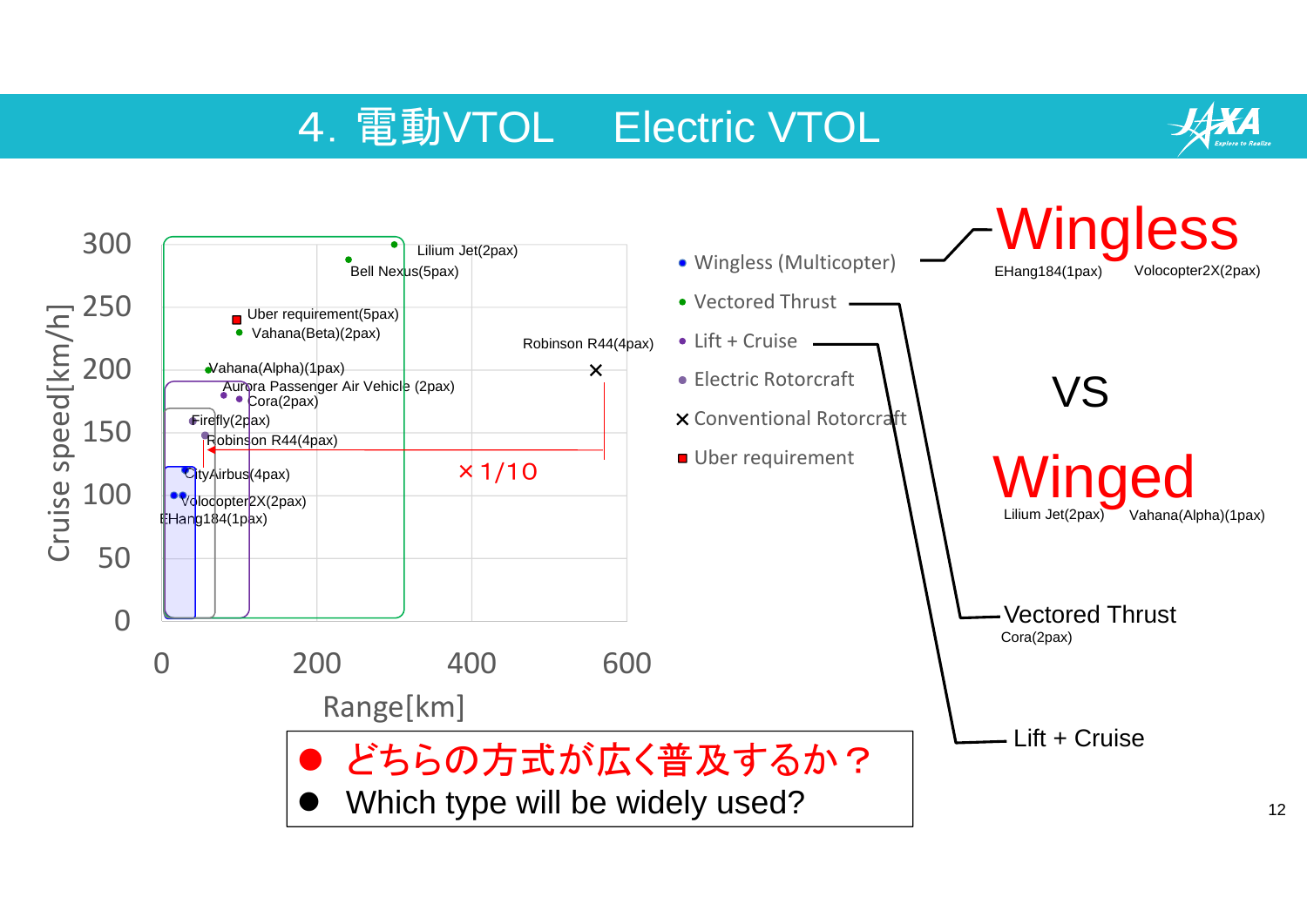# 4. 電動VTOL　Electric VTOL

Cruise speed[km/h] vs Range[km]

- Wingless (Multicopter)
- Vectored Thrust
- Lift + Cruise
- Electric Rotorcraft
- × Conventional Rotorcraft
- ■ Uber requirement

Data points: Lilium Jet(2pax), Bell Nexus(5pax), Uber requirement(5pax), Vahana(Beta)(2pax), Robinson R44(4pax), Vahana(Alpha)(1pax), Aurora Passenger Air Vehicle (2pax), Cora(2pax), Firefly(2pax), Robinson R44(4pax), CityAirbus(4pax), Volocopter2X(2pax), EHang184(1pax)

×1/10

**Wingless**

EHang184(1pax)　Volocopter2X(2pax)

VS

**Winged**

Lilium Jet(2pax)　Vahana(Alpha)(1pax)

Vectored Thrust
Cora(2pax)

Lift + Cruise

- どちらの方式が広く普及するか？
- Which type will be widely used?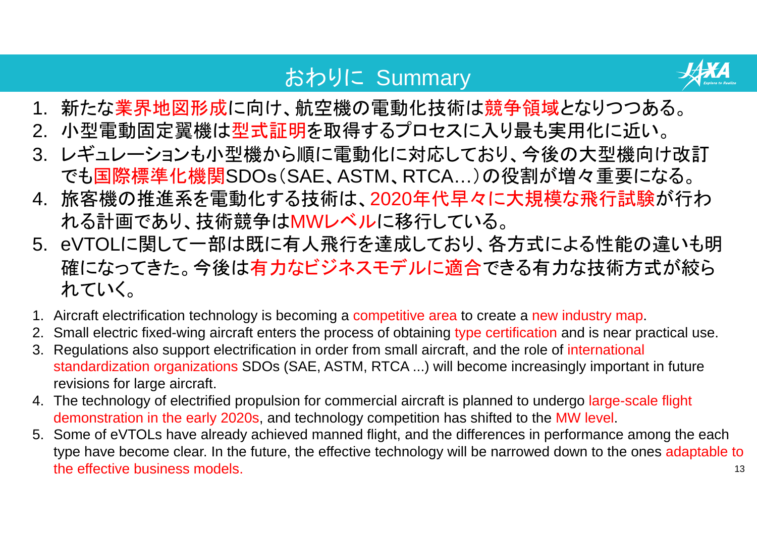# おわりに Summary

1. 新たな業界地図形成に向け、航空機の電動化技術は競争領域となりつつある。
2. 小型電動固定翼機は型式証明を取得するプロセスに入り最も実用化に近い。
3. レギュレーションも小型機から順に電動化に対応しており、今後の大型機向け改訂でも国際標準化機関SDOs（SAE、ASTM、RTCA…）の役割が増々重要になる。
4. 旅客機の推進系を電動化する技術は、2020年代早々に大規模な飛行試験が行われる計画であり、技術競争はMWレベルに移行している。
5. eVTOLに関して一部は既に有人飛行を達成しており、各方式による性能の違いも明確になってきた。今後は有力なビジネスモデルに適合できる有力な技術方式が絞られていく。

1. Aircraft electrification technology is becoming a competitive area to create a new industry map.
2. Small electric fixed-wing aircraft enters the process of obtaining type certification and is near practical use.
3. Regulations also support electrification in order from small aircraft, and the role of international standardization organizations SDOs (SAE, ASTM, RTCA ...) will become increasingly important in future revisions for large aircraft.
4. The technology of electrified propulsion for commercial aircraft is planned to undergo large-scale flight demonstration in the early 2020s, and technology competition has shifted to the MW level.
5. Some of eVTOLs have already achieved manned flight, and the differences in performance among the each type have become clear. In the future, the effective technology will be narrowed down to the ones adaptable to the effective business models.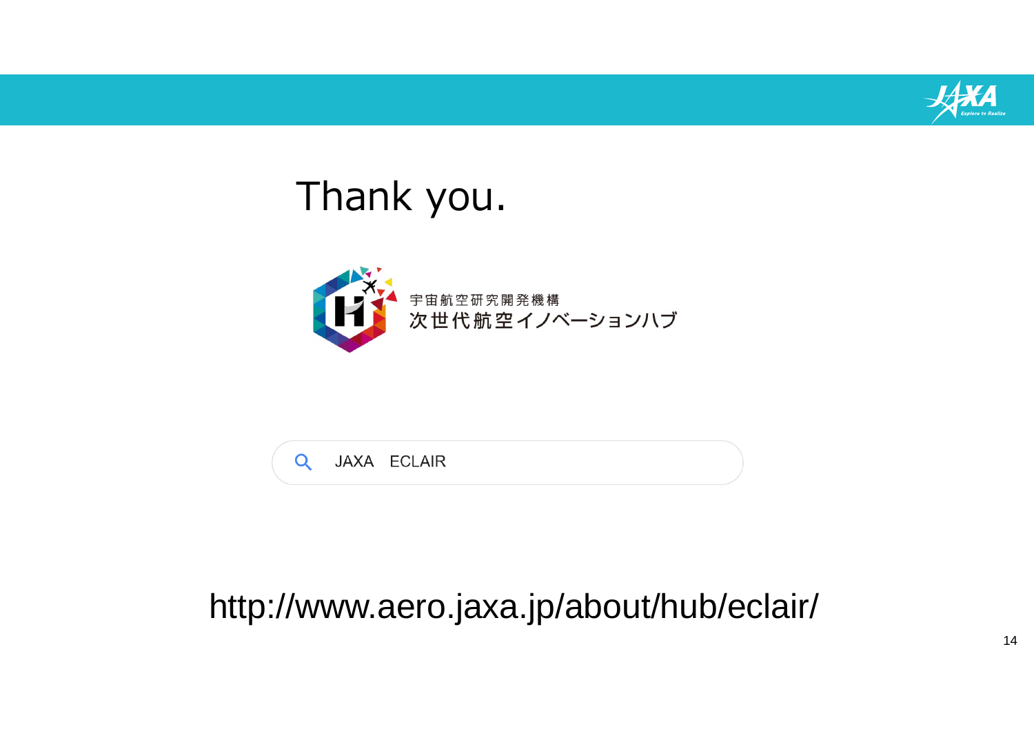# Thank you.

宇宙航空研究開発機構
次世代航空イノベーションハブ

JAXA　ECLAIR

http://www.aero.jaxa.jp/about/hub/eclair/